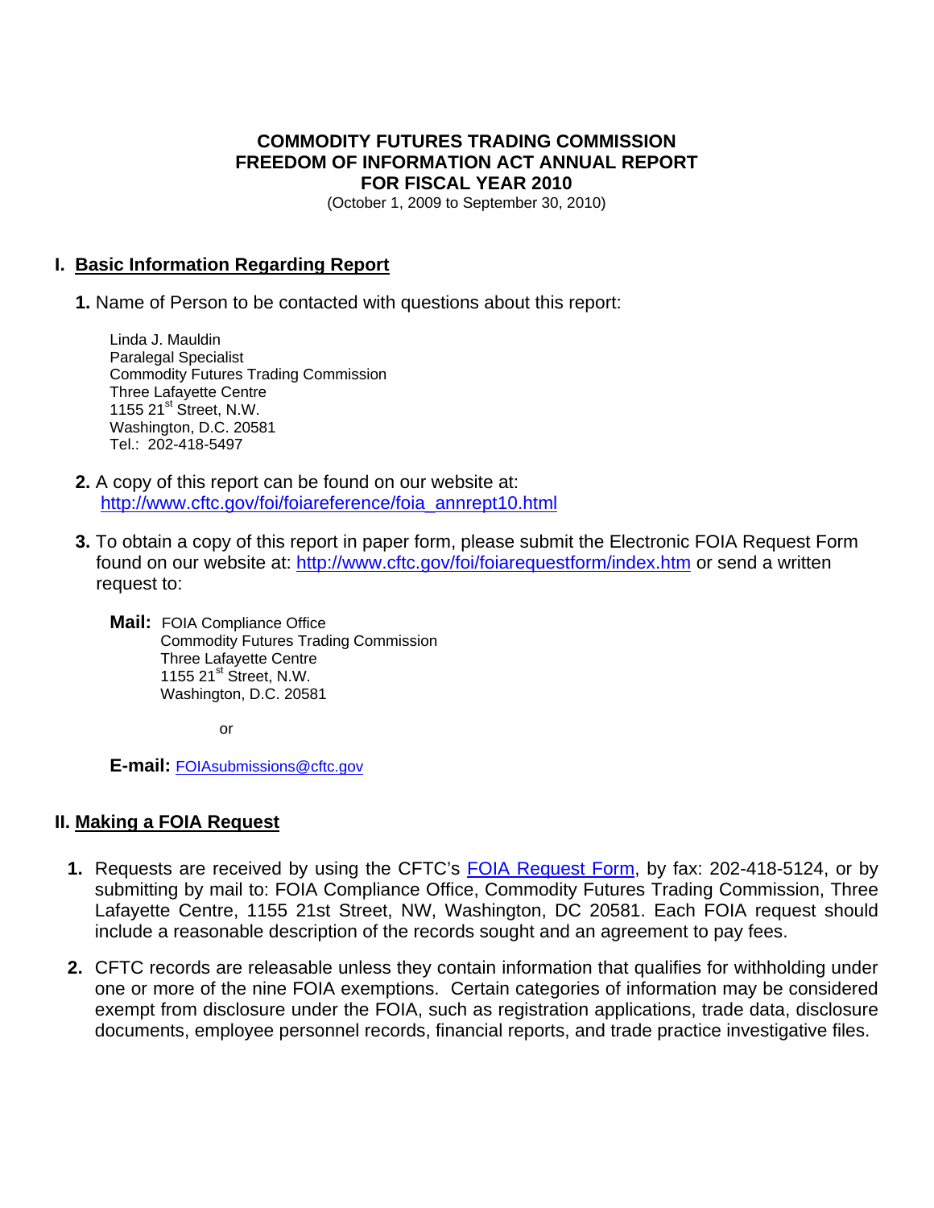# COMMODITY FUTURES TRADING COMMISSION
# FREEDOM OF INFORMATION ACT ANNUAL REPORT
# FOR FISCAL YEAR 2010

(October 1, 2009 to September 30, 2010)

## I. Basic Information Regarding Report

**1.** Name of Person to be contacted with questions about this report:

Linda J. Mauldin
Paralegal Specialist
Commodity Futures Trading Commission
Three Lafayette Centre
1155 21st Street, N.W.
Washington, D.C. 20581
Tel.: 202-418-5497

**2.** A copy of this report can be found on our website at: http://www.cftc.gov/foi/foiareference/foia_annrept10.html

**3.** To obtain a copy of this report in paper form, please submit the Electronic FOIA Request Form found on our website at: http://www.cftc.gov/foi/foiarequestform/index.htm or send a written request to:

**Mail:** FOIA Compliance Office
Commodity Futures Trading Commission
Three Lafayette Centre
1155 21st Street, N.W.
Washington, D.C. 20581

or

**E-mail:** FOIAsubmissions@cftc.gov

## II. Making a FOIA Request

1. Requests are received by using the CFTC's FOIA Request Form, by fax: 202-418-5124, or by submitting by mail to: FOIA Compliance Office, Commodity Futures Trading Commission, Three Lafayette Centre, 1155 21st Street, NW, Washington, DC 20581. Each FOIA request should include a reasonable description of the records sought and an agreement to pay fees.

2. CFTC records are releasable unless they contain information that qualifies for withholding under one or more of the nine FOIA exemptions. Certain categories of information may be considered exempt from disclosure under the FOIA, such as registration applications, trade data, disclosure documents, employee personnel records, financial reports, and trade practice investigative files.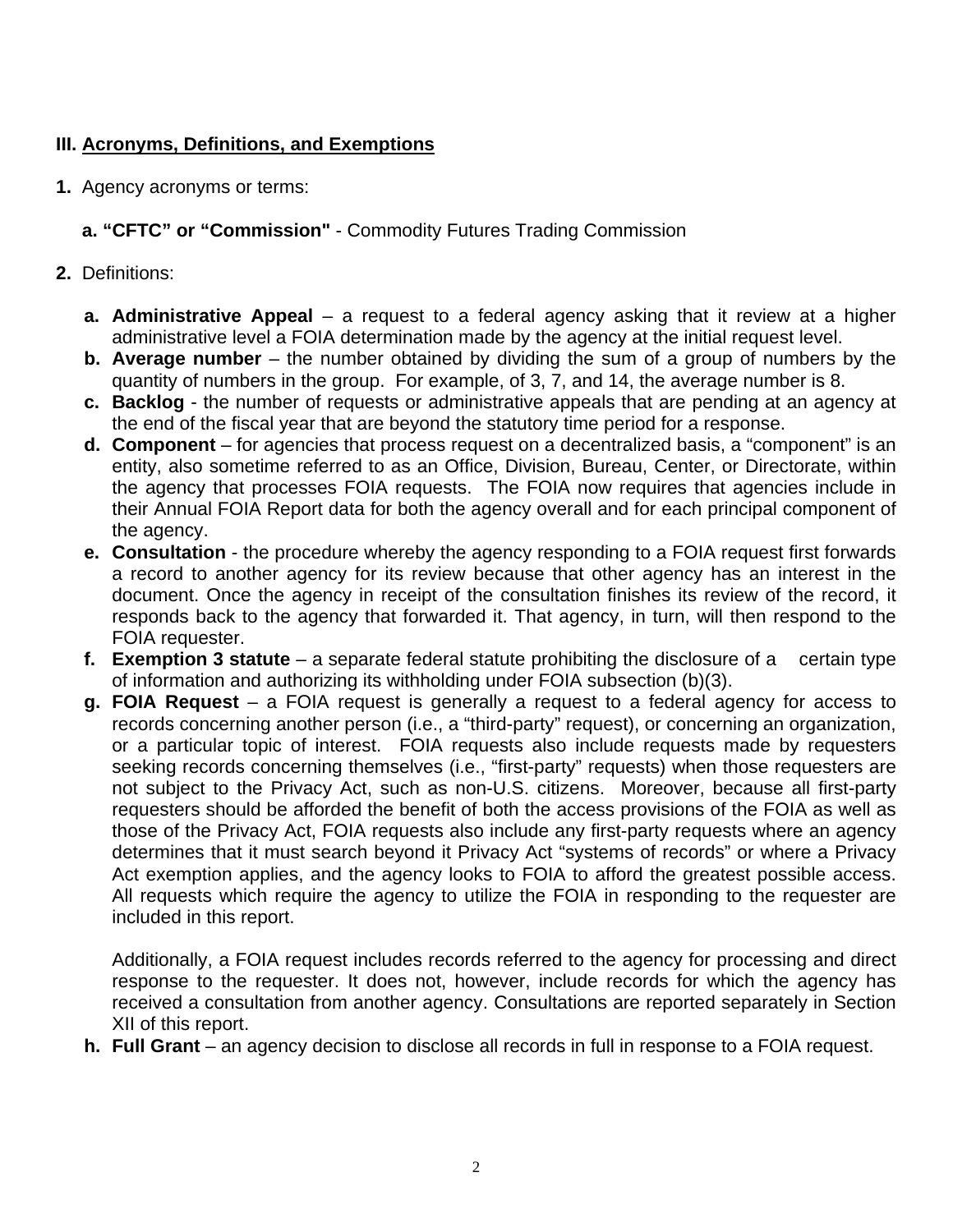### III. Acronyms, Definitions, and Exemptions

**1.** Agency acronyms or terms:

**a. "CFTC" or "Commission"** - Commodity Futures Trading Commission

**2.** Definitions:

**a. Administrative Appeal** – a request to a federal agency asking that it review at a higher administrative level a FOIA determination made by the agency at the initial request level.

**b. Average number** – the number obtained by dividing the sum of a group of numbers by the quantity of numbers in the group. For example, of 3, 7, and 14, the average number is 8.

**c. Backlog** - the number of requests or administrative appeals that are pending at an agency at the end of the fiscal year that are beyond the statutory time period for a response.

**d. Component** – for agencies that process request on a decentralized basis, a "component" is an entity, also sometime referred to as an Office, Division, Bureau, Center, or Directorate, within the agency that processes FOIA requests. The FOIA now requires that agencies include in their Annual FOIA Report data for both the agency overall and for each principal component of the agency.

**e. Consultation** - the procedure whereby the agency responding to a FOIA request first forwards a record to another agency for its review because that other agency has an interest in the document. Once the agency in receipt of the consultation finishes its review of the record, it responds back to the agency that forwarded it. That agency, in turn, will then respond to the FOIA requester.

**f. Exemption 3 statute** – a separate federal statute prohibiting the disclosure of a certain type of information and authorizing its withholding under FOIA subsection (b)(3).

**g. FOIA Request** – a FOIA request is generally a request to a federal agency for access to records concerning another person (i.e., a "third-party" request), or concerning an organization, or a particular topic of interest. FOIA requests also include requests made by requesters seeking records concerning themselves (i.e., "first-party" requests) when those requesters are not subject to the Privacy Act, such as non-U.S. citizens. Moreover, because all first-party requesters should be afforded the benefit of both the access provisions of the FOIA as well as those of the Privacy Act, FOIA requests also include any first-party requests where an agency determines that it must search beyond it Privacy Act "systems of records" or where a Privacy Act exemption applies, and the agency looks to FOIA to afford the greatest possible access. All requests which require the agency to utilize the FOIA in responding to the requester are included in this report.

Additionally, a FOIA request includes records referred to the agency for processing and direct response to the requester. It does not, however, include records for which the agency has received a consultation from another agency. Consultations are reported separately in Section XII of this report.

**h. Full Grant** – an agency decision to disclose all records in full in response to a FOIA request.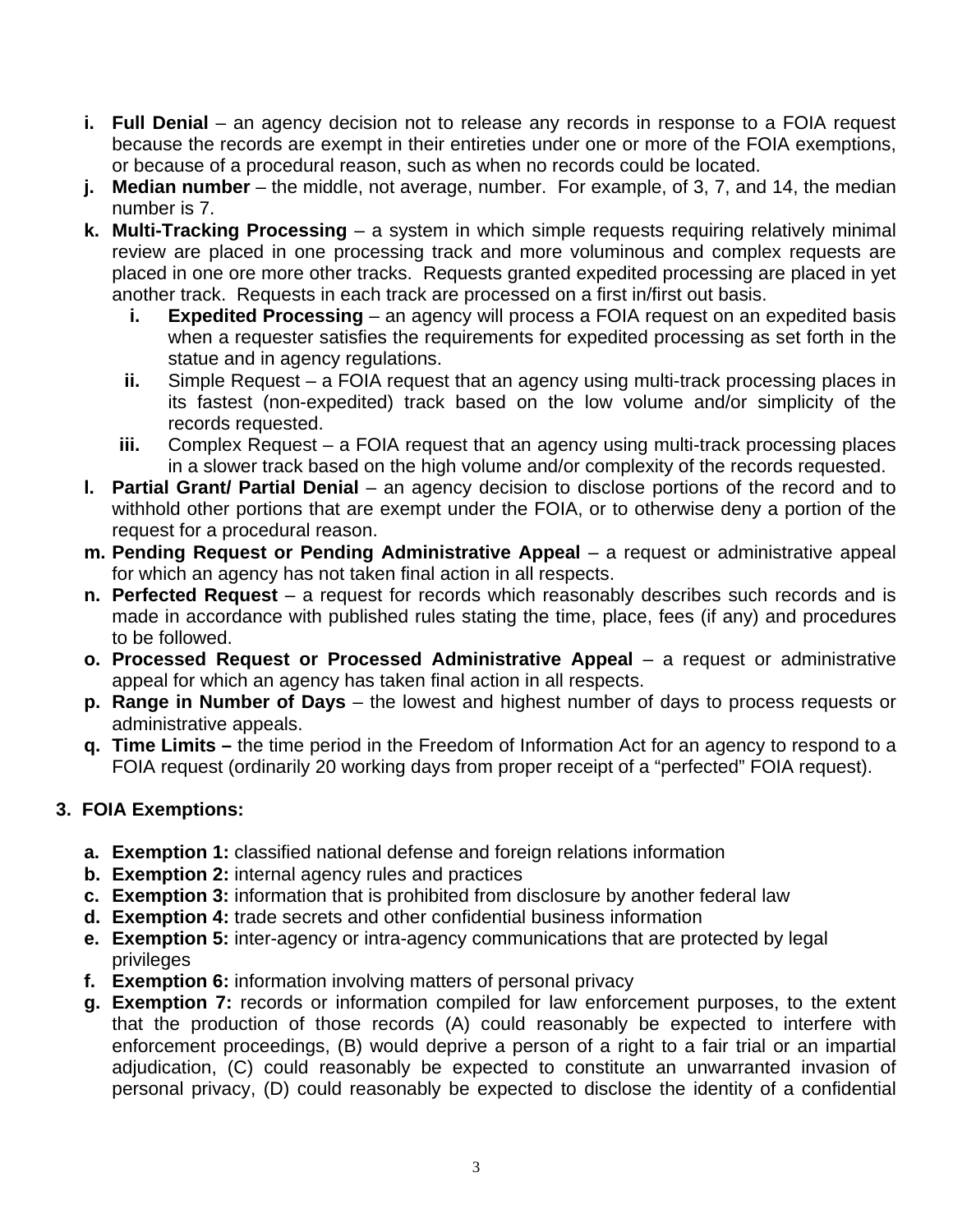i. **Full Denial** – an agency decision not to release any records in response to a FOIA request because the records are exempt in their entireties under one or more of the FOIA exemptions, or because of a procedural reason, such as when no records could be located.

j. **Median number** – the middle, not average, number. For example, of 3, 7, and 14, the median number is 7.

k. **Multi-Tracking Processing** – a system in which simple requests requiring relatively minimal review are placed in one processing track and more voluminous and complex requests are placed in one ore more other tracks. Requests granted expedited processing are placed in yet another track. Requests in each track are processed on a first in/first out basis.

   i. **Expedited Processing** – an agency will process a FOIA request on an expedited basis when a requester satisfies the requirements for expedited processing as set forth in the statue and in agency regulations.

   ii. Simple Request – a FOIA request that an agency using multi-track processing places in its fastest (non-expedited) track based on the low volume and/or simplicity of the records requested.

   iii. Complex Request – a FOIA request that an agency using multi-track processing places in a slower track based on the high volume and/or complexity of the records requested.

l. **Partial Grant/ Partial Denial** – an agency decision to disclose portions of the record and to withhold other portions that are exempt under the FOIA, or to otherwise deny a portion of the request for a procedural reason.

m. **Pending Request or Pending Administrative Appeal** – a request or administrative appeal for which an agency has not taken final action in all respects.

n. **Perfected Request** – a request for records which reasonably describes such records and is made in accordance with published rules stating the time, place, fees (if any) and procedures to be followed.

o. **Processed Request or Processed Administrative Appeal** – a request or administrative appeal for which an agency has taken final action in all respects.

p. **Range in Number of Days** – the lowest and highest number of days to process requests or administrative appeals.

q. **Time Limits –** the time period in the Freedom of Information Act for an agency to respond to a FOIA request (ordinarily 20 working days from proper receipt of a "perfected" FOIA request).

## 3. FOIA Exemptions:

a. **Exemption 1:** classified national defense and foreign relations information

b. **Exemption 2:** internal agency rules and practices

c. **Exemption 3:** information that is prohibited from disclosure by another federal law

d. **Exemption 4:** trade secrets and other confidential business information

e. **Exemption 5:** inter-agency or intra-agency communications that are protected by legal privileges

f. **Exemption 6:** information involving matters of personal privacy

g. **Exemption 7:** records or information compiled for law enforcement purposes, to the extent that the production of those records (A) could reasonably be expected to interfere with enforcement proceedings, (B) would deprive a person of a right to a fair trial or an impartial adjudication, (C) could reasonably be expected to constitute an unwarranted invasion of personal privacy, (D) could reasonably be expected to disclose the identity of a confidential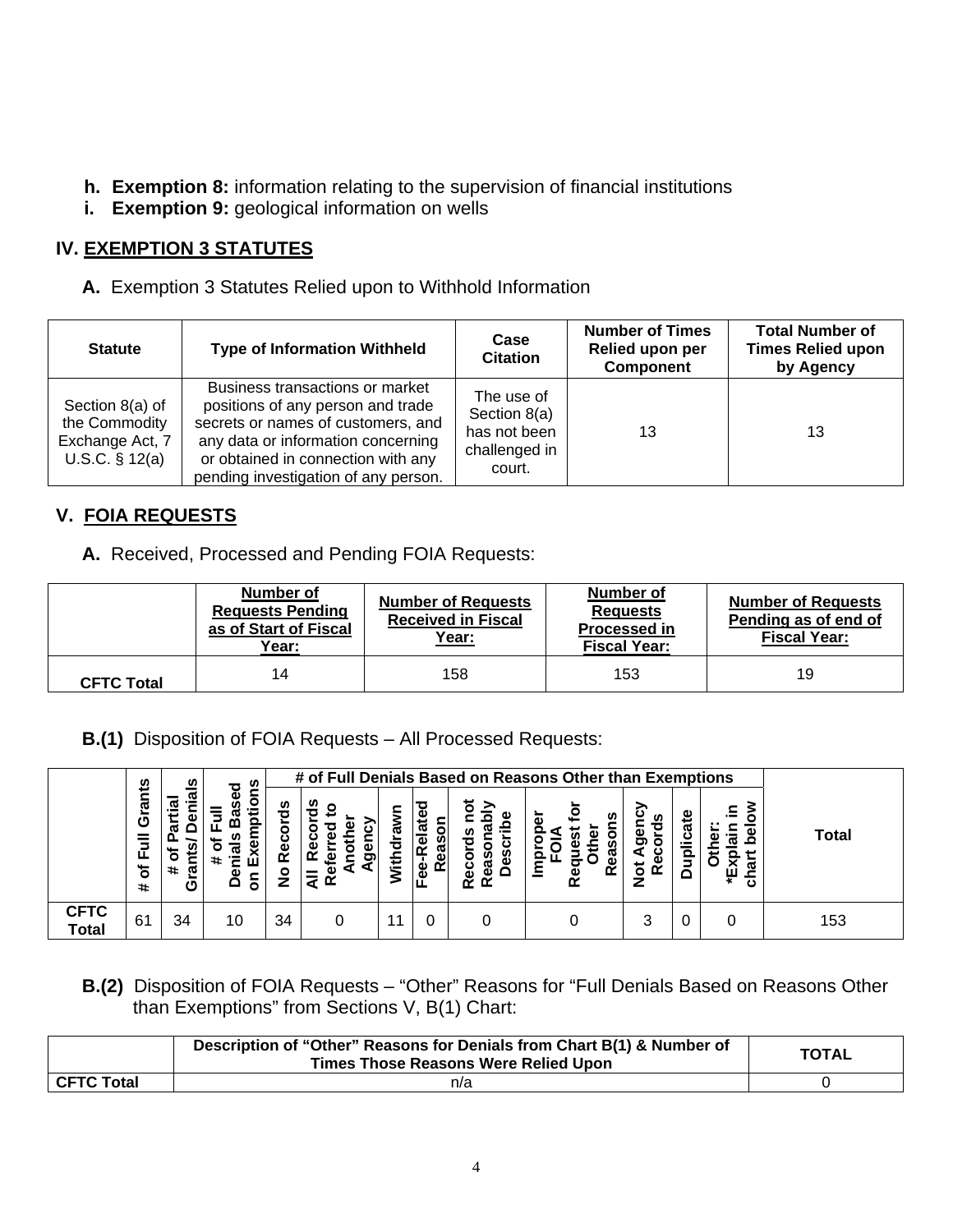- **h. Exemption 8:** information relating to the supervision of financial institutions
- **i. Exemption 9:** geological information on wells

## IV. EXEMPTION 3 STATUTES

**A.** Exemption 3 Statutes Relied upon to Withhold Information

| Statute | Type of Information Withheld | Case Citation | Number of Times Relied upon per Component | Total Number of Times Relied upon by Agency |
|---|---|---|---|---|
| Section 8(a) of the Commodity Exchange Act, 7 U.S.C. § 12(a) | Business transactions or market positions of any person and trade secrets or names of customers, and any data or information concerning or obtained in connection with any pending investigation of any person. | The use of Section 8(a) has not been challenged in court. | 13 | 13 |

## V. FOIA REQUESTS

**A.** Received, Processed and Pending FOIA Requests:

| | Number of Requests Pending as of Start of Fiscal Year: | Number of Requests Received in Fiscal Year: | Number of Requests Processed in Fiscal Year: | Number of Requests Pending as of end of Fiscal Year: |
|---|---|---|---|---|
| **CFTC Total** | 14 | 158 | 153 | 19 |

**B.(1)** Disposition of FOIA Requests – All Processed Requests:

| | # of Full Grants | # of Partial Grants/ Denials | # of Full Denials Based on Exemptions | # of Full Denials Based on Reasons Other than Exemptions | | | | | | | | | Total |
|---|---|---|---|---|---|---|---|---|---|---|---|---|---|
| | | | | No Records | All Records Referred to Another Agency | Withdrawn | Fee-Related Reason | Records not Reasonably Describe | Improper FOIA Request for Other Reasons | Not Agency Records | Duplicate | Other: *Explain in chart below | |
| **CFTC Total** | 61 | 34 | 10 | 34 | 0 | 11 | 0 | 0 | 0 | 3 | 0 | 0 | 153 |

**B.(2)** Disposition of FOIA Requests – "Other" Reasons for "Full Denials Based on Reasons Other than Exemptions" from Sections V, B(1) Chart:

| | Description of "Other" Reasons for Denials from Chart B(1) & Number of Times Those Reasons Were Relied Upon | TOTAL |
|---|---|---|
| **CFTC Total** | n/a | 0 |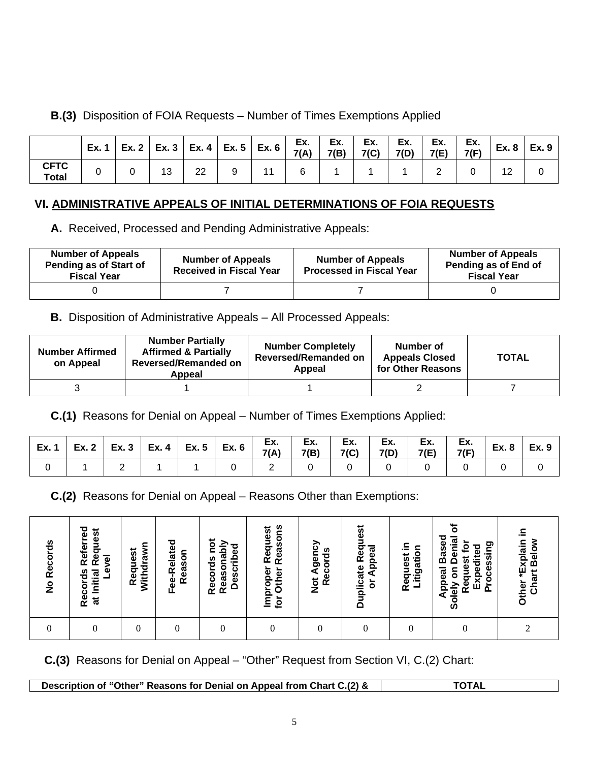**B.(3)** Disposition of FOIA Requests – Number of Times Exemptions Applied

| | Ex. 1 | Ex. 2 | Ex. 3 | Ex. 4 | Ex. 5 | Ex. 6 | Ex. 7(A) | Ex. 7(B) | Ex. 7(C) | Ex. 7(D) | Ex. 7(E) | Ex. 7(F) | Ex. 8 | Ex. 9 |
|---|---|---|---|---|---|---|---|---|---|---|---|---|---|---|
| **CFTC Total** | 0 | 0 | 13 | 22 | 9 | 11 | 6 | 1 | 1 | 1 | 2 | 0 | 12 | 0 |

## VI. ADMINISTRATIVE APPEALS OF INITIAL DETERMINATIONS OF FOIA REQUESTS

**A.** Received, Processed and Pending Administrative Appeals:

| Number of Appeals Pending as of Start of Fiscal Year | Number of Appeals Received in Fiscal Year | Number of Appeals Processed in Fiscal Year | Number of Appeals Pending as of End of Fiscal Year |
|---|---|---|---|
| 0 | 7 | 7 | 0 |

**B.** Disposition of Administrative Appeals – All Processed Appeals:

| Number Affirmed on Appeal | Number Partially Affirmed & Partially Reversed/Remanded on Appeal | Number Completely Reversed/Remanded on Appeal | Number of Appeals Closed for Other Reasons | TOTAL |
|---|---|---|---|---|
| 3 | 1 | 1 | 2 | 7 |

**C.(1)** Reasons for Denial on Appeal – Number of Times Exemptions Applied:

| Ex. 1 | Ex. 2 | Ex. 3 | Ex. 4 | Ex. 5 | Ex. 6 | Ex. 7(A) | Ex. 7(B) | Ex. 7(C) | Ex. 7(D) | Ex. 7(E) | Ex. 7(F) | Ex. 8 | Ex. 9 |
|---|---|---|---|---|---|---|---|---|---|---|---|---|---|
| 0 | 1 | 2 | 1 | 1 | 0 | 2 | 0 | 0 | 0 | 0 | 0 | 0 | 0 |

**C.(2)** Reasons for Denial on Appeal – Reasons Other than Exemptions:

| No Records | Records Referred at Initial Request Level | Request Withdrawn | Fee-Related Reason | Records not Reasonably Described | Improper Request for Other Reasons | Not Agency Records | Duplicate Request or Appeal | Request in Litigation | Appeal Based Solely on Denial of Request for Expedited Processing | Other *Explain in Chart Below |
|---|---|---|---|---|---|---|---|---|---|---|
| 0 | 0 | 0 | 0 | 0 | 0 | 0 | 0 | 0 | 0 | 2 |

**C.(3)** Reasons for Denial on Appeal – "Other" Request from Section VI, C.(2) Chart:

| Description of "Other" Reasons for Denial on Appeal from Chart C.(2) & | TOTAL |
|---|---|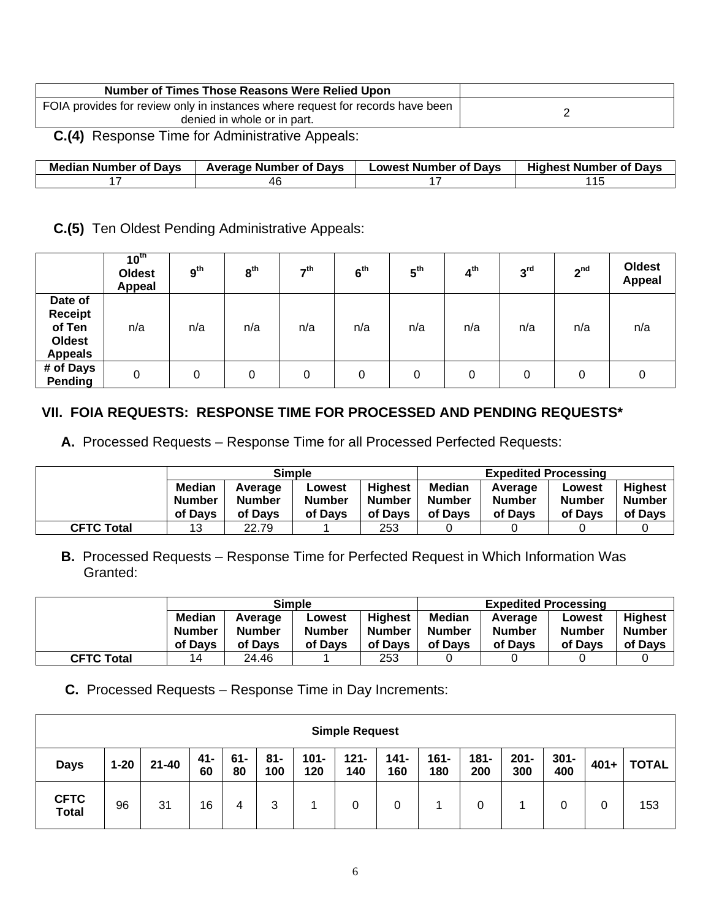| Number of Times Those Reasons Were Relied Upon | |
|---|---|
| FOIA provides for review only in instances where request for records have been denied in whole or in part. | 2 |

**C.(4)** Response Time for Administrative Appeals:

| Median Number of Days | Average Number of Days | Lowest Number of Days | Highest Number of Days |
|---|---|---|---|
| 17 | 46 | 17 | 115 |

**C.(5)** Ten Oldest Pending Administrative Appeals:

| | 10th Oldest Appeal | 9th | 8th | 7th | 6th | 5th | 4th | 3rd | 2nd | Oldest Appeal |
|---|---|---|---|---|---|---|---|---|---|---|
| Date of Receipt of Ten Oldest Appeals | n/a | n/a | n/a | n/a | n/a | n/a | n/a | n/a | n/a | n/a |
| # of Days Pending | 0 | 0 | 0 | 0 | 0 | 0 | 0 | 0 | 0 | 0 |

## VII. FOIA REQUESTS: RESPONSE TIME FOR PROCESSED AND PENDING REQUESTS*

**A.** Processed Requests – Response Time for all Processed Perfected Requests:

| | Simple | | | | Expedited Processing | | | |
|---|---|---|---|---|---|---|---|---|
| | Median Number of Days | Average Number of Days | Lowest Number of Days | Highest Number of Days | Median Number of Days | Average Number of Days | Lowest Number of Days | Highest Number of Days |
| **CFTC Total** | 13 | 22.79 | 1 | 253 | 0 | 0 | 0 | 0 |

**B.** Processed Requests – Response Time for Perfected Request in Which Information Was Granted:

| | Simple | | | | Expedited Processing | | | |
|---|---|---|---|---|---|---|---|---|
| | Median Number of Days | Average Number of Days | Lowest Number of Days | Highest Number of Days | Median Number of Days | Average Number of Days | Lowest Number of Days | Highest Number of Days |
| **CFTC Total** | 14 | 24.46 | 1 | 253 | 0 | 0 | 0 | 0 |

**C.** Processed Requests – Response Time in Day Increments:

| Simple Request | | | | | | | | | | | | | | |
|---|---|---|---|---|---|---|---|---|---|---|---|---|---|---|
| **Days** | **1-20** | **21-40** | **41-60** | **61-80** | **81-100** | **101-120** | **121-140** | **141-160** | **161-180** | **181-200** | **201-300** | **301-400** | **401+** | **TOTAL** |
| **CFTC Total** | 96 | 31 | 16 | 4 | 3 | 1 | 0 | 0 | 1 | 0 | 1 | 0 | 0 | 153 |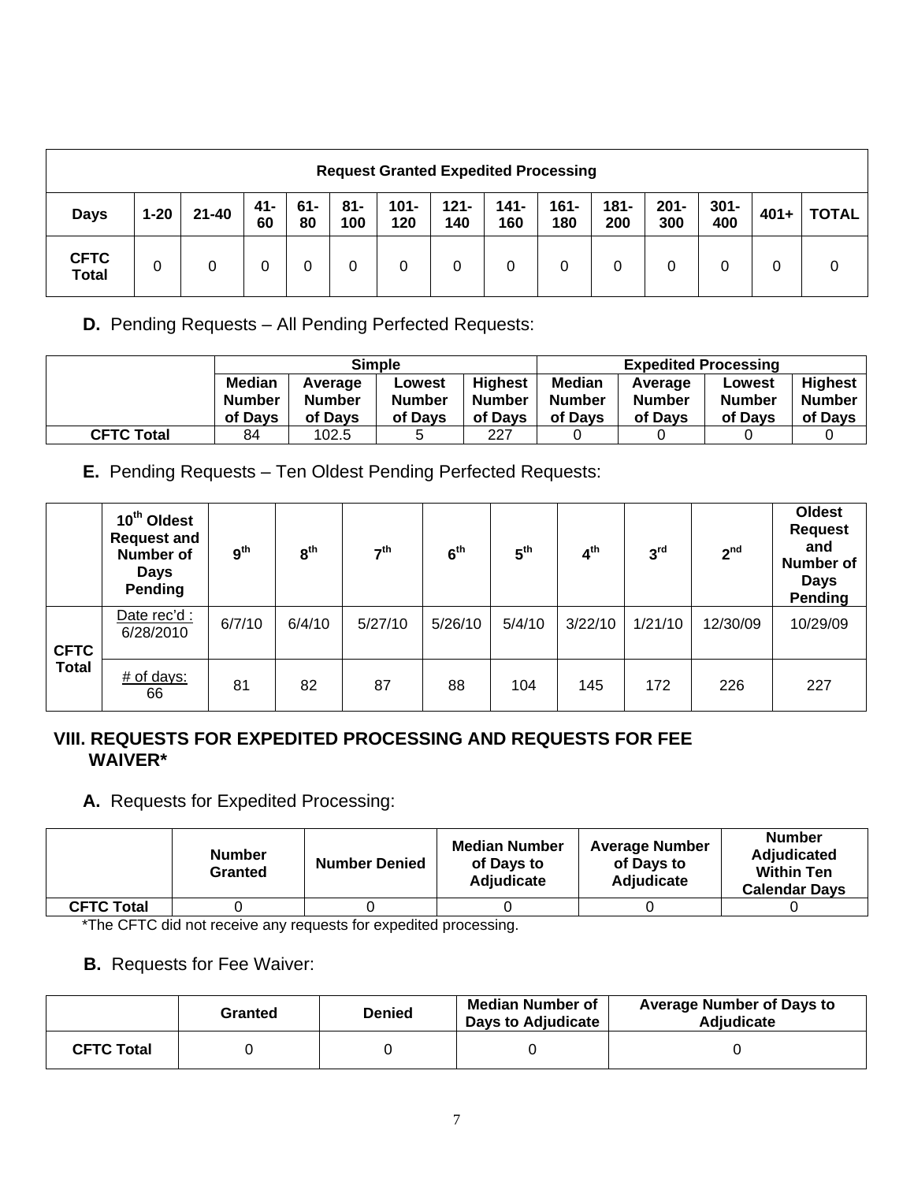| Request Granted Expedited Processing | | | | | | | | | | | | | |
|---|---|---|---|---|---|---|---|---|---|---|---|---|---|
| **Days** | **1-20** | **21-40** | **41-60** | **61-80** | **81-100** | **101-120** | **121-140** | **141-160** | **161-180** | **181-200** | **201-300** | **301-400** | **401+** | **TOTAL** |
| **CFTC Total** | 0 | 0 | 0 | 0 | 0 | 0 | 0 | 0 | 0 | 0 | 0 | 0 | 0 | 0 |

**D.** Pending Requests – All Pending Perfected Requests:

| | Simple | | | | Expedited Processing | | | |
|---|---|---|---|---|---|---|---|---|
| | **Median Number of Days** | **Average Number of Days** | **Lowest Number of Days** | **Highest Number of Days** | **Median Number of Days** | **Average Number of Days** | **Lowest Number of Days** | **Highest Number of Days** |
| **CFTC Total** | 84 | 102.5 | 5 | 227 | 0 | 0 | 0 | 0 |

**E.** Pending Requests – Ten Oldest Pending Perfected Requests:

| | **10th Oldest Request and Number of Days Pending** | **9th** | **8th** | **7th** | **6th** | **5th** | **4th** | **3rd** | **2nd** | **Oldest Request and Number of Days Pending** |
|---|---|---|---|---|---|---|---|---|---|---|
| **CFTC Total** | Date rec'd : 6/28/2010 | 6/7/10 | 6/4/10 | 5/27/10 | 5/26/10 | 5/4/10 | 3/22/10 | 1/21/10 | 12/30/09 | 10/29/09 |
| | # of days: 66 | 81 | 82 | 87 | 88 | 104 | 145 | 172 | 226 | 227 |

## VIII. REQUESTS FOR EXPEDITED PROCESSING AND REQUESTS FOR FEE WAIVER*

**A.** Requests for Expedited Processing:

| | **Number Granted** | **Number Denied** | **Median Number of Days to Adjudicate** | **Average Number of Days to Adjudicate** | **Number Adjudicated Within Ten Calendar Days** |
|---|---|---|---|---|---|
| **CFTC Total** | 0 | 0 | 0 | 0 | 0 |

*The CFTC did not receive any requests for expedited processing.

**B.** Requests for Fee Waiver:

| | **Granted** | **Denied** | **Median Number of Days to Adjudicate** | **Average Number of Days to Adjudicate** |
|---|---|---|---|---|
| **CFTC Total** | 0 | 0 | 0 | 0 |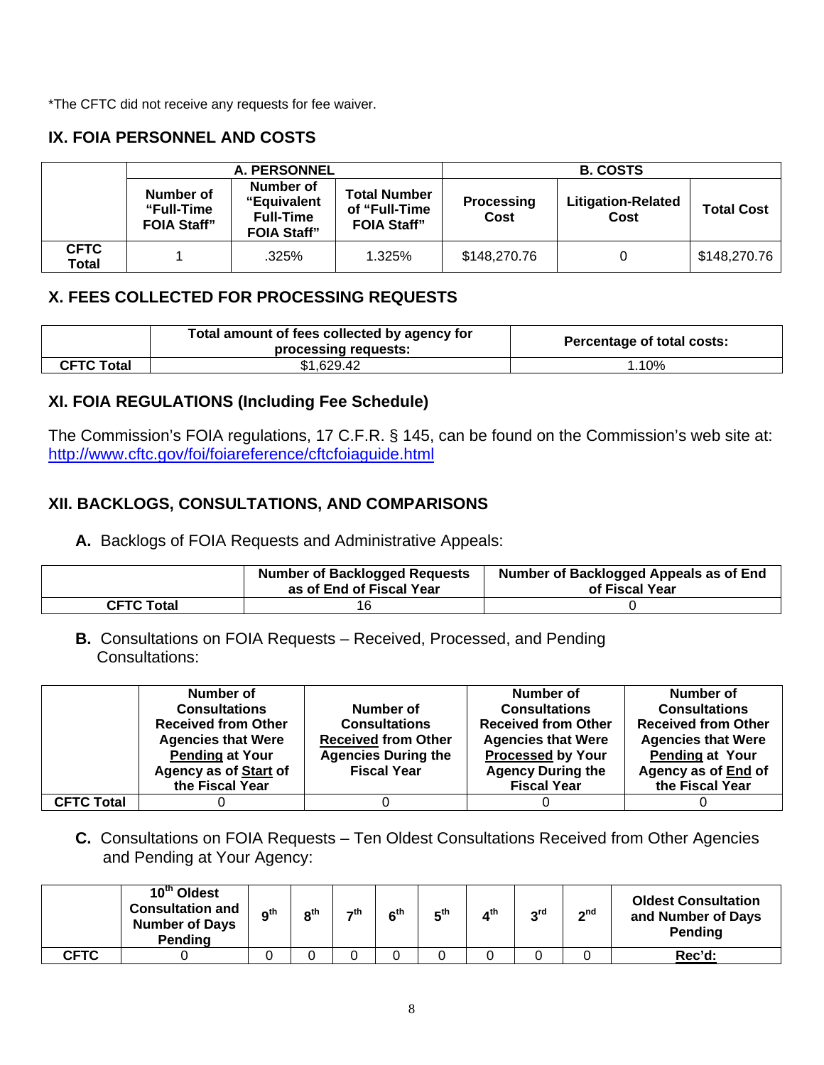*The CFTC did not receive any requests for fee waiver.

## IX. FOIA PERSONNEL AND COSTS

| | A. PERSONNEL | | | B. COSTS | | |
|---|---|---|---|---|---|---|
| | Number of "Full-Time FOIA Staff" | Number of "Equivalent Full-Time FOIA Staff" | Total Number of "Full-Time FOIA Staff" | Processing Cost | Litigation-Related Cost | Total Cost |
| CFTC Total | 1 | .325% | 1.325% | $148,270.76 | 0 | $148,270.76 |

## X. FEES COLLECTED FOR PROCESSING REQUESTS

| | Total amount of fees collected by agency for processing requests: | Percentage of total costs: |
|---|---|---|
| CFTC Total | $1,629.42 | 1.10% |

## XI. FOIA REGULATIONS (Including Fee Schedule)

The Commission's FOIA regulations, 17 C.F.R. § 145, can be found on the Commission's web site at: http://www.cftc.gov/foi/foiareference/cftcfoiaguide.html

## XII. BACKLOGS, CONSULTATIONS, AND COMPARISONS

**A.** Backlogs of FOIA Requests and Administrative Appeals:

| | Number of Backlogged Requests as of End of Fiscal Year | Number of Backlogged Appeals as of End of Fiscal Year |
|---|---|---|
| CFTC Total | 16 | 0 |

**B.** Consultations on FOIA Requests – Received, Processed, and Pending Consultations:

| | Number of Consultations Received from Other Agencies that Were Pending at Your Agency as of Start of the Fiscal Year | Number of Consultations Received from Other Agencies During the Fiscal Year | Number of Consultations Received from Other Agencies that Were Processed by Your Agency During the Fiscal Year | Number of Consultations Received from Other Agencies that Were Pending at Your Agency as of End of the Fiscal Year |
|---|---|---|---|---|
| CFTC Total | 0 | 0 | 0 | 0 |

**C.** Consultations on FOIA Requests – Ten Oldest Consultations Received from Other Agencies and Pending at Your Agency:

| | 10th Oldest Consultation and Number of Days Pending | 9th | 8th | 7th | 6th | 5th | 4th | 3rd | 2nd | Oldest Consultation and Number of Days Pending |
|---|---|---|---|---|---|---|---|---|---|---|
| CFTC | 0 | 0 | 0 | 0 | 0 | 0 | 0 | 0 | 0 | Rec'd: |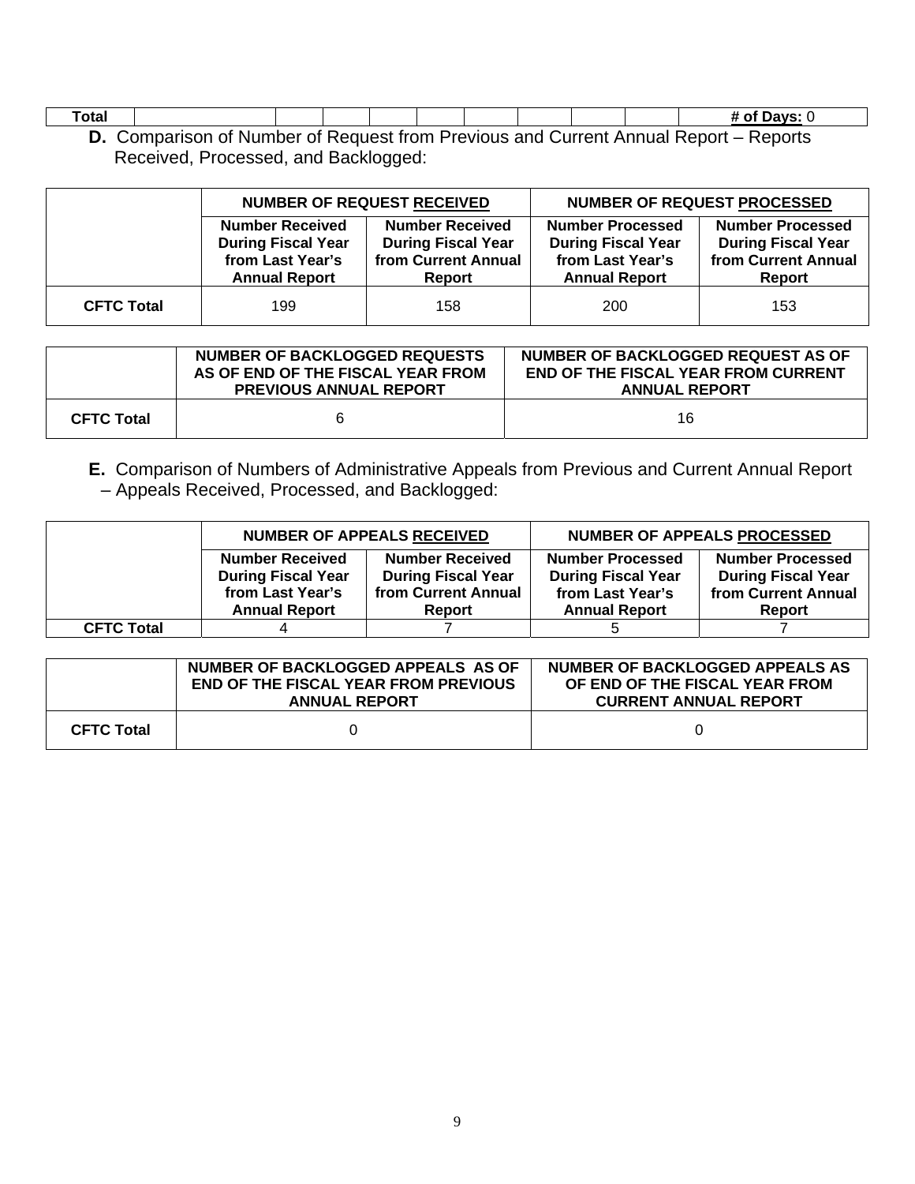| | | | | | | | | | | |
|---|---|---|---|---|---|---|---|---|---|---|
| **Total** | | | | | | | | | | **# of Days:** 0 |

**D.** Comparison of Number of Request from Previous and Current Annual Report – Reports Received, Processed, and Backlogged:

| | NUMBER OF REQUEST RECEIVED | | NUMBER OF REQUEST PROCESSED | |
|---|---|---|---|---|
| | **Number Received During Fiscal Year from Last Year's Annual Report** | **Number Received During Fiscal Year from Current Annual Report** | **Number Processed During Fiscal Year from Last Year's Annual Report** | **Number Processed During Fiscal Year from Current Annual Report** |
| **CFTC Total** | 199 | 158 | 200 | 153 |

| | NUMBER OF BACKLOGGED REQUESTS AS OF END OF THE FISCAL YEAR FROM PREVIOUS ANNUAL REPORT | NUMBER OF BACKLOGGED REQUEST AS OF END OF THE FISCAL YEAR FROM CURRENT ANNUAL REPORT |
|---|---|---|
| **CFTC Total** | 6 | 16 |

**E.** Comparison of Numbers of Administrative Appeals from Previous and Current Annual Report – Appeals Received, Processed, and Backlogged:

| | NUMBER OF APPEALS RECEIVED | | NUMBER OF APPEALS PROCESSED | |
|---|---|---|---|---|
| | **Number Received During Fiscal Year from Last Year's Annual Report** | **Number Received During Fiscal Year from Current Annual Report** | **Number Processed During Fiscal Year from Last Year's Annual Report** | **Number Processed During Fiscal Year from Current Annual Report** |
| **CFTC Total** | 4 | 7 | 5 | 7 |

| | NUMBER OF BACKLOGGED APPEALS AS OF END OF THE FISCAL YEAR FROM PREVIOUS ANNUAL REPORT | NUMBER OF BACKLOGGED APPEALS AS OF END OF THE FISCAL YEAR FROM CURRENT ANNUAL REPORT |
|---|---|---|
| **CFTC Total** | 0 | 0 |